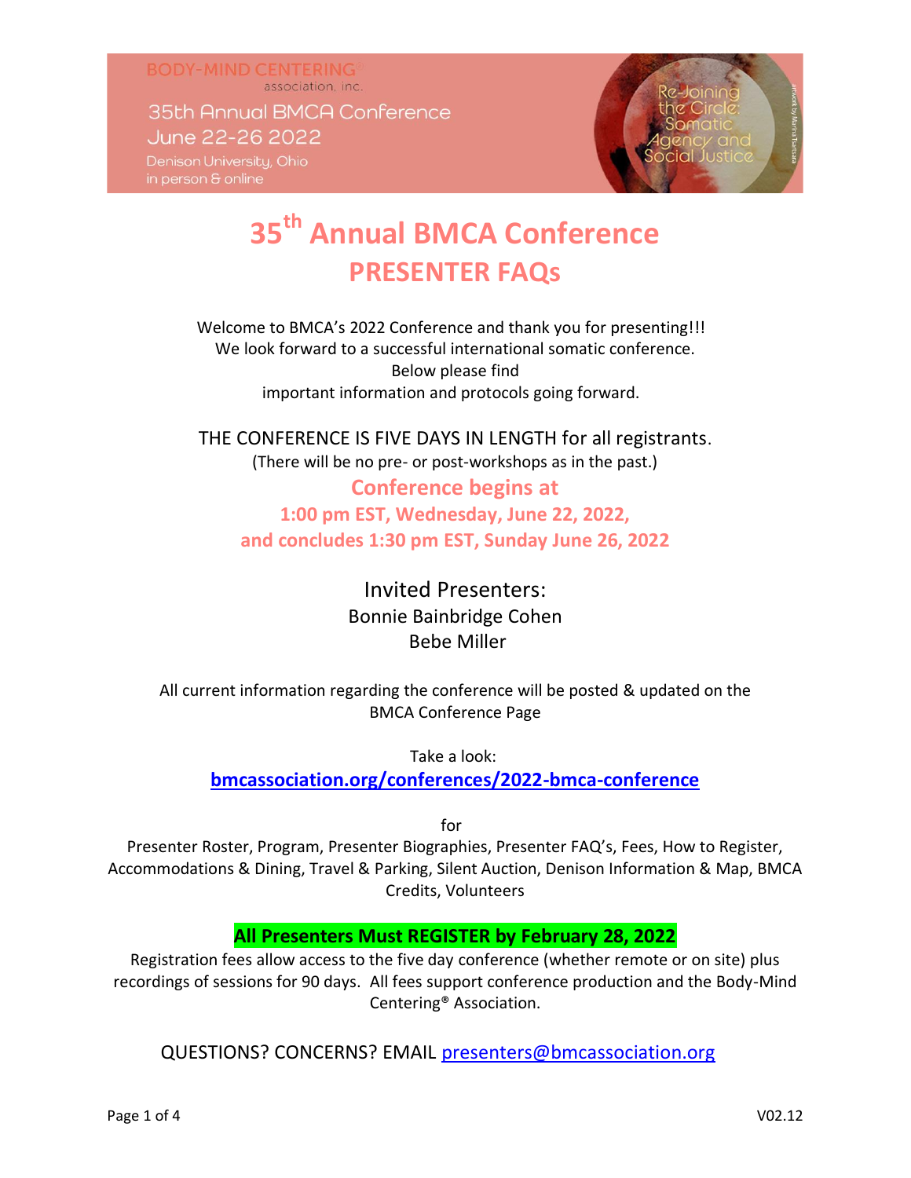BODY-MIND CENTERING® association, inc.

35th Annual BMCA Conference
June 22-26 2022
Denison University, Ohio
in person & online

Re-Joining the Circle: Somatic Agency and Social Justice

# 35th Annual BMCA Conference
## PRESENTER FAQs

Welcome to BMCA's 2022 Conference and thank you for presenting!!!
We look forward to a successful international somatic conference.
Below please find
important information and protocols going forward.

THE CONFERENCE IS FIVE DAYS IN LENGTH for all registrants.
(There will be no pre- or post-workshops as in the past.)

**Conference begins at**
**1:00 pm EST, Wednesday, June 22, 2022,**
**and concludes 1:30 pm EST, Sunday June 26, 2022**

Invited Presenters:
Bonnie Bainbridge Cohen
Bebe Miller

All current information regarding the conference will be posted & updated on the BMCA Conference Page

Take a look:
**bmcassociation.org/conferences/2022-bmca-conference**

for

Presenter Roster, Program, Presenter Biographies, Presenter FAQ's, Fees, How to Register, Accommodations & Dining, Travel & Parking, Silent Auction, Denison Information & Map, BMCA Credits, Volunteers

**All Presenters Must REGISTER by February 28, 2022**

Registration fees allow access to the five day conference (whether remote or on site) plus recordings of sessions for 90 days. All fees support conference production and the Body-Mind Centering® Association.

QUESTIONS? CONCERNS? EMAIL presenters@bmcassociation.org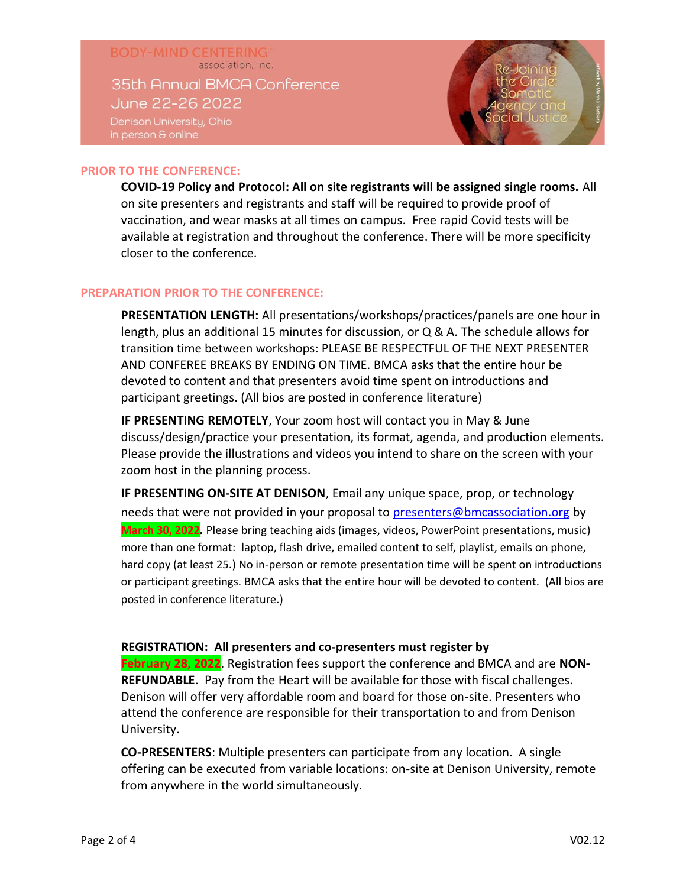## PRIOR TO THE CONFERENCE:

**COVID-19 Policy and Protocol: All on site registrants will be assigned single rooms.** All on site presenters and registrants and staff will be required to provide proof of vaccination, and wear masks at all times on campus. Free rapid Covid tests will be available at registration and throughout the conference. There will be more specificity closer to the conference.

## PREPARATION PRIOR TO THE CONFERENCE:

**PRESENTATION LENGTH:** All presentations/workshops/practices/panels are one hour in length, plus an additional 15 minutes for discussion, or Q & A. The schedule allows for transition time between workshops: PLEASE BE RESPECTFUL OF THE NEXT PRESENTER AND CONFEREE BREAKS BY ENDING ON TIME. BMCA asks that the entire hour be devoted to content and that presenters avoid time spent on introductions and participant greetings. (All bios are posted in conference literature)

**IF PRESENTING REMOTELY**, Your zoom host will contact you in May & June discuss/design/practice your presentation, its format, agenda, and production elements. Please provide the illustrations and videos you intend to share on the screen with your zoom host in the planning process.

**IF PRESENTING ON-SITE AT DENISON**, Email any unique space, prop, or technology needs that were not provided in your proposal to presenters@bmcassociation.org by **March 30, 2022**. Please bring teaching aids (images, videos, PowerPoint presentations, music) more than one format: laptop, flash drive, emailed content to self, playlist, emails on phone, hard copy (at least 25.) No in-person or remote presentation time will be spent on introductions or participant greetings. BMCA asks that the entire hour will be devoted to content. (All bios are posted in conference literature.)

**REGISTRATION: All presenters and co-presenters must register by February 28, 2022**. Registration fees support the conference and BMCA and are **NON-REFUNDABLE**. Pay from the Heart will be available for those with fiscal challenges. Denison will offer very affordable room and board for those on-site. Presenters who attend the conference are responsible for their transportation to and from Denison University.

**CO-PRESENTERS**: Multiple presenters can participate from any location. A single offering can be executed from variable locations: on-site at Denison University, remote from anywhere in the world simultaneously.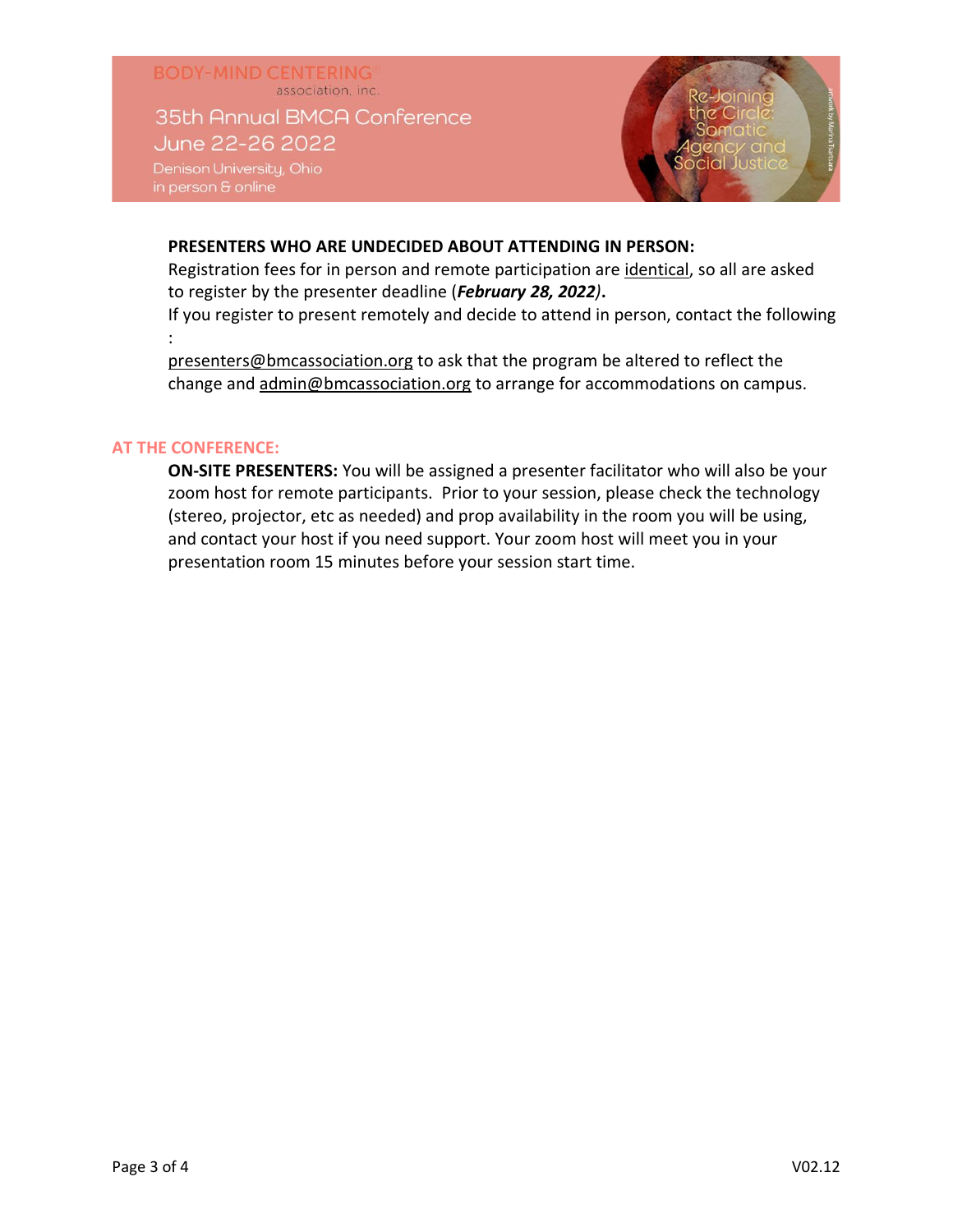**PRESENTERS WHO ARE UNDECIDED ABOUT ATTENDING IN PERSON:**

Registration fees for in person and remote participation are identical, so all are asked to register by the presenter deadline (***February 28, 2022)***.

If you register to present remotely and decide to attend in person, contact the following :

presenters@bmcassociation.org to ask that the program be altered to reflect the change and admin@bmcassociation.org to arrange for accommodations on campus.

## AT THE CONFERENCE:

**ON-SITE PRESENTERS:** You will be assigned a presenter facilitator who will also be your zoom host for remote participants. Prior to your session, please check the technology (stereo, projector, etc as needed) and prop availability in the room you will be using, and contact your host if you need support. Your zoom host will meet you in your presentation room 15 minutes before your session start time.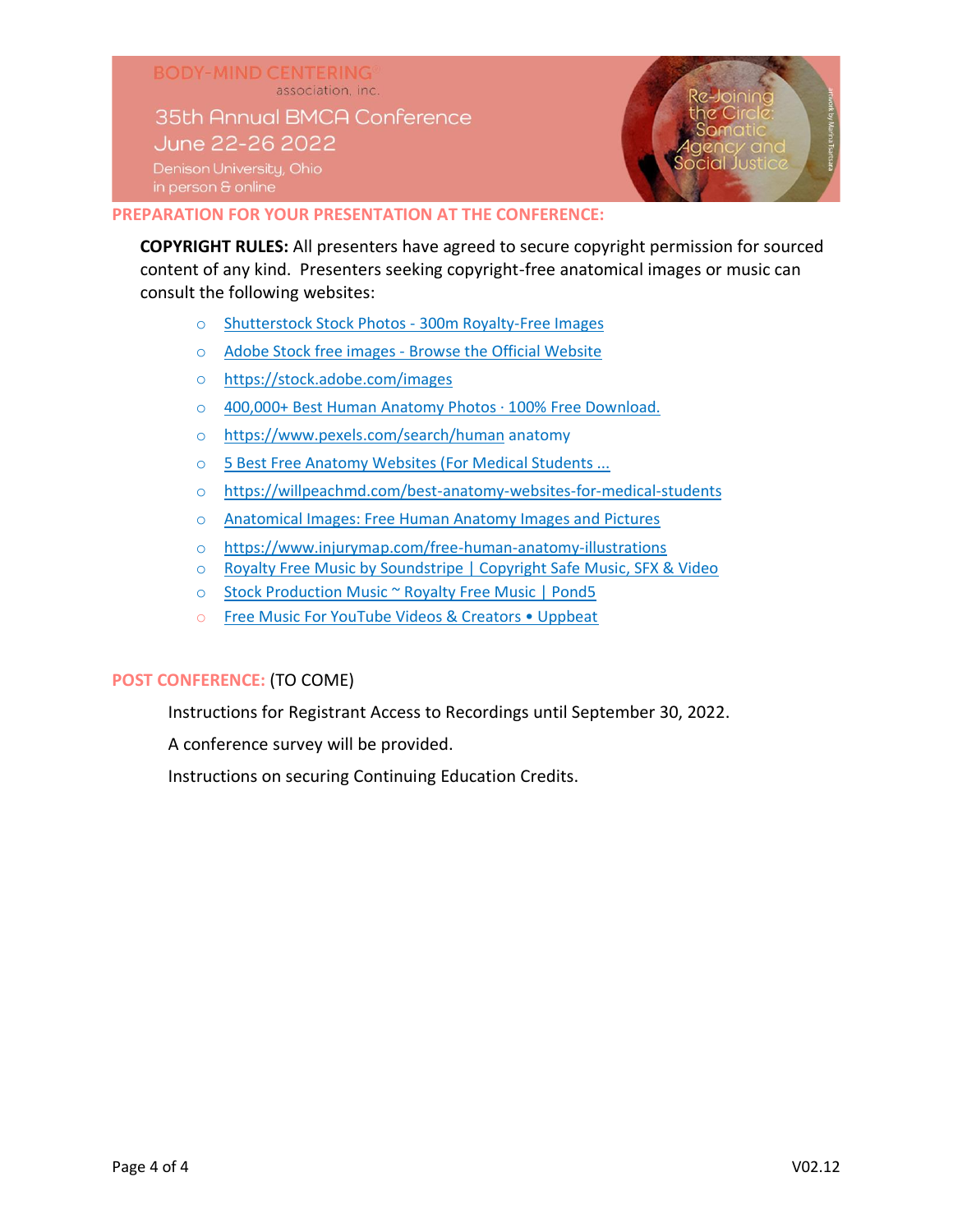BODY-MIND CENTERING® association, inc.

35th Annual BMCA Conference
June 22-26 2022
Denison University, Ohio
in person & online

Re-Joining the Circle: Somatic Agency and Social Justice

## PREPARATION FOR YOUR PRESENTATION AT THE CONFERENCE:

**COPYRIGHT RULES:** All presenters have agreed to secure copyright permission for sourced content of any kind. Presenters seeking copyright-free anatomical images or music can consult the following websites:

- Shutterstock Stock Photos - 300m Royalty-Free Images
- Adobe Stock free images - Browse the Official Website
- https://stock.adobe.com/images
- 400,000+ Best Human Anatomy Photos · 100% Free Download.
- https://www.pexels.com/search/human anatomy
- 5 Best Free Anatomy Websites (For Medical Students ...
- https://willpeachmd.com/best-anatomy-websites-for-medical-students
- Anatomical Images: Free Human Anatomy Images and Pictures
- https://www.injurymap.com/free-human-anatomy-illustrations
- Royalty Free Music by Soundstripe | Copyright Safe Music, SFX & Video
- Stock Production Music ~ Royalty Free Music | Pond5
- Free Music For YouTube Videos & Creators • Uppbeat

## POST CONFERENCE: (TO COME)

Instructions for Registrant Access to Recordings until September 30, 2022.

A conference survey will be provided.

Instructions on securing Continuing Education Credits.